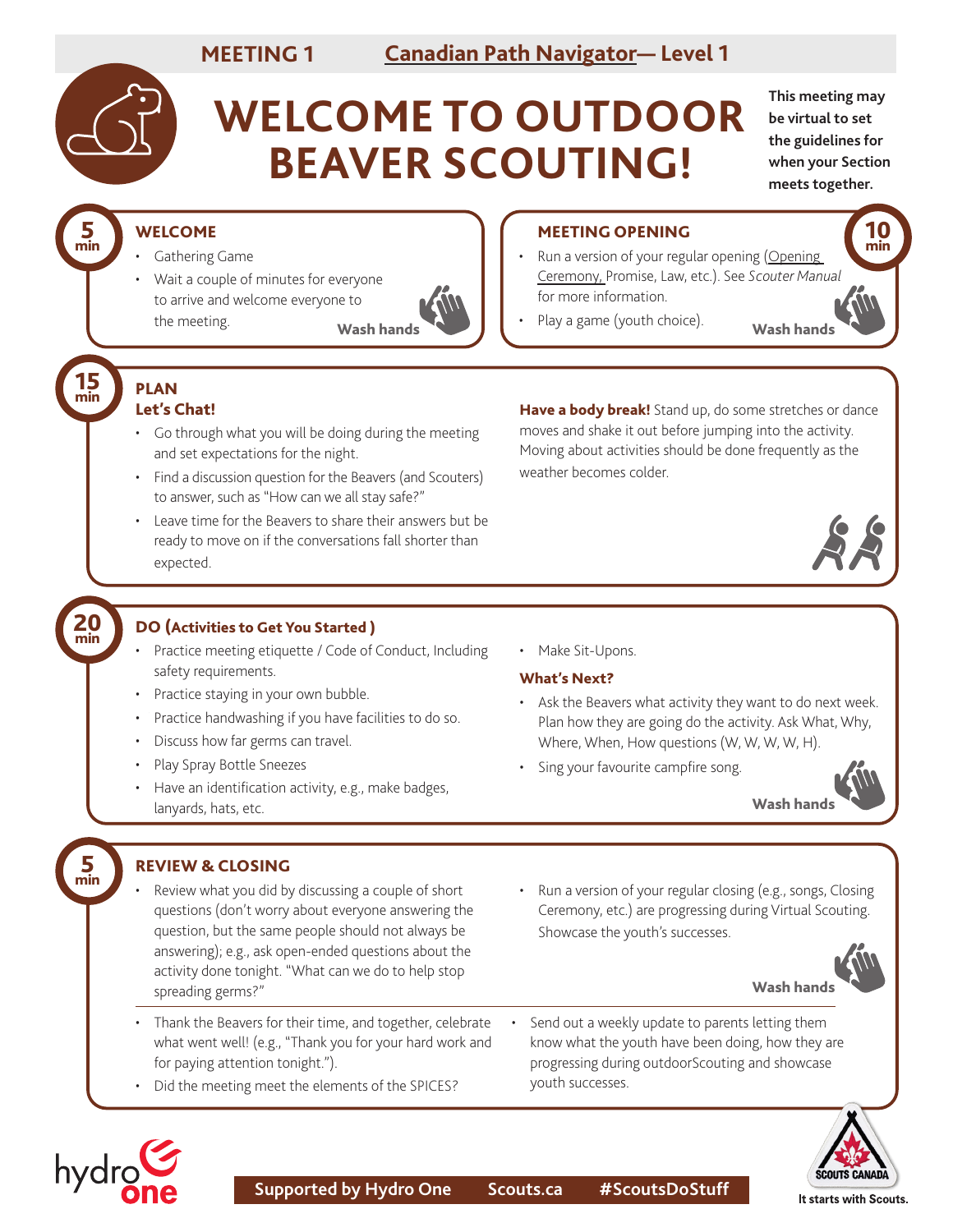MEETING 1 Canadian Path Navigator— Level 1

# WELCOME TO OUTDOOR BEAVER SCOUTING!

**This meeting may be virtual to set the guidelines for when your Section meets together.**

## 5 min — WELCOME

- Gathering Game
- Wait a couple of minutes for everyone to arrive and welcome everyone to the meeting.

**Wash hands**

## 10 min — MEETING OPENING

- Run a version of your regular opening (Opening Ceremony, Promise, Law, etc.). See *Scouter Manual* for more information.
- Play a game (youth choice).

**Wash hands**

## 15 min — PLAN

### Let's Chat!

- Go through what you will be doing during the meeting and set expectations for the night.
- Find a discussion question for the Beavers (and Scouters) to answer, such as "How can we all stay safe?"
- Leave time for the Beavers to share their answers but be ready to move on if the conversations fall shorter than expected.

**Have a body break!** Stand up, do some stretches or dance moves and shake it out before jumping into the activity. Moving about activities should be done frequently as the weather becomes colder.

## 20 min — DO (Activities to Get You Started )

- Practice meeting etiquette / Code of Conduct, Including safety requirements.
- Practice staying in your own bubble.
- Practice handwashing if you have facilities to do so.
- Discuss how far germs can travel.
- Play Spray Bottle Sneezes
- Have an identification activity, e.g., make badges, lanyards, hats, etc.
- Make Sit-Upons.

### What's Next?

- Ask the Beavers what activity they want to do next week. Plan how they are going do the activity. Ask What, Why, Where, When, How questions (W, W, W, W, H).
- Sing your favourite campfire song.

**Wash hands**

## 5 min — REVIEW & CLOSING

- Review what you did by discussing a couple of short questions (don't worry about everyone answering the question, but the same people should not always be answering); e.g., ask open-ended questions about the activity done tonight. "What can we do to help stop spreading germs?"
- Run a version of your regular closing (e.g., songs, Closing Ceremony, etc.) are progressing during Virtual Scouting. Showcase the youth's successes.

**Wash hands**

- Thank the Beavers for their time, and together, celebrate what went well! (e.g., "Thank you for your hard work and for paying attention tonight.").
- Did the meeting meet the elements of the SPICES?
- Send out a weekly update to parents letting them know what the youth have been doing, how they are progressing during outdoorScouting and showcase youth successes.

Supported by Hydro One Scouts.ca #ScoutsDoStuff

It starts with Scouts.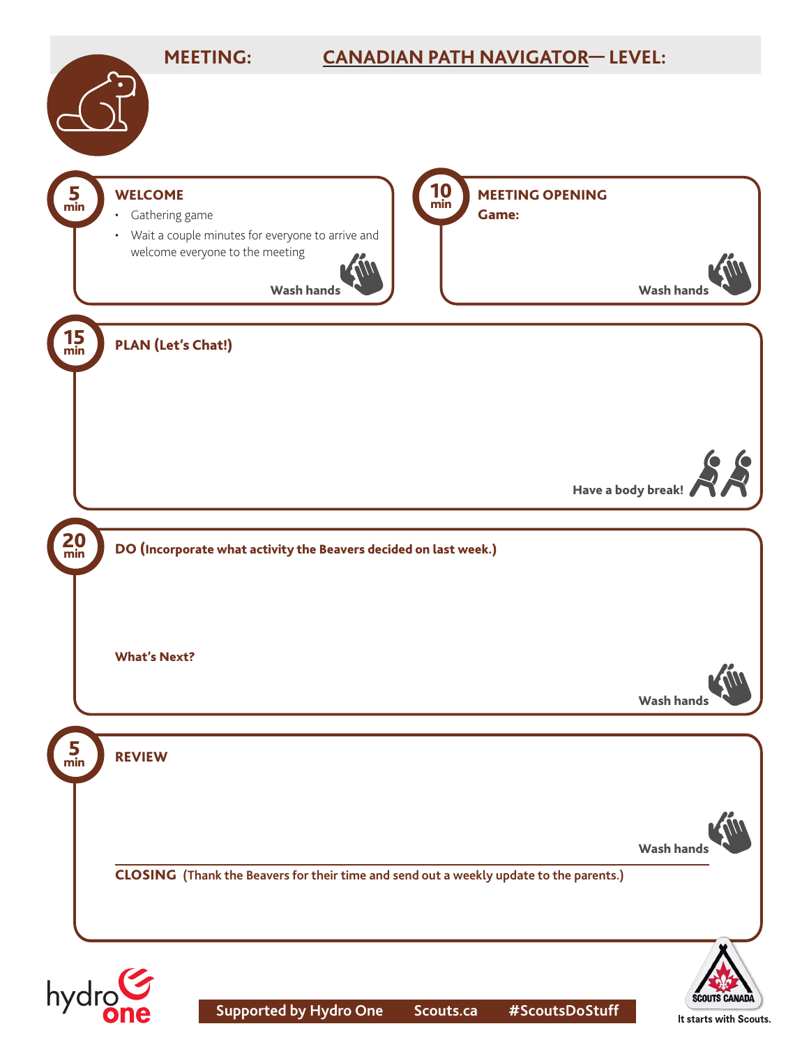# MEETING: CANADIAN PATH NAVIGATOR— LEVEL:

## 5 min — WELCOME

- Gathering game
- Wait a couple minutes for everyone to arrive and welcome everyone to the meeting

**Wash hands**

## 10 min — MEETING OPENING

**Game:**

**Wash hands**

## 15 min — PLAN (Let's Chat!)

**Have a body break!**

## 20 min — DO (Incorporate what activity the Beavers decided on last week.)

**What's Next?**

**Wash hands**

## 5 min — REVIEW

**Wash hands**

**CLOSING** (Thank the Beavers for their time and send out a weekly update to the parents.)

Supported by Hydro One Scouts.ca #ScoutsDoStuff

It starts with Scouts.